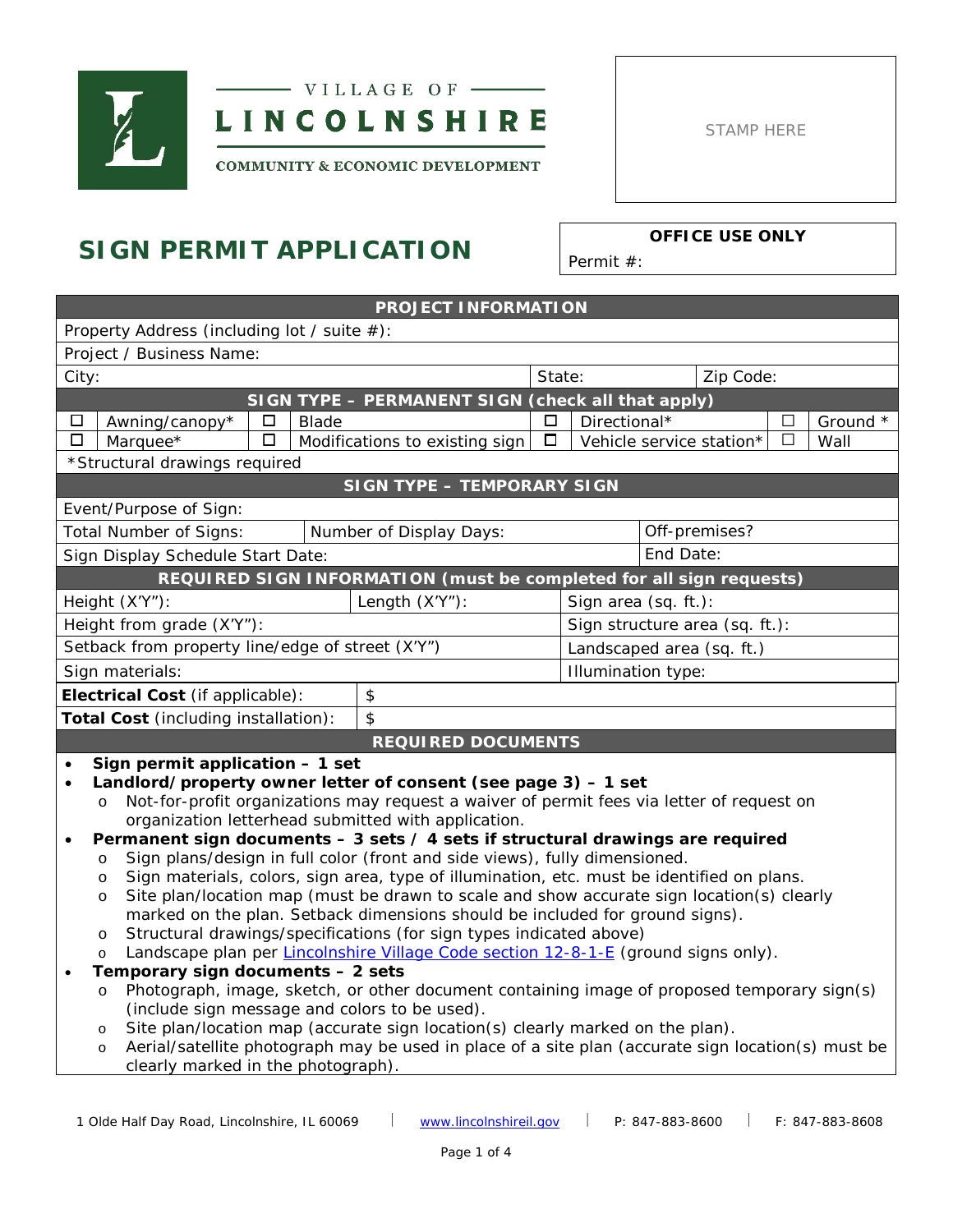VILLAGE OF

LINCOLNSHIRE

COMMUNITY & ECONOMIC DEVELOPMENT

STAMP HERE

# SIGN PERMIT APPLICATION

| OFFICE USE ONLY |
|---|
| Permit #: |

| PROJECT INFORMATION | | |
|---|---|---|
| Property Address (including lot / suite #): | | |
| Project / Business Name: | | |
| City: | State: | Zip Code: |

| SIGN TYPE – PERMANENT SIGN (check all that apply) | | | | | | | |
|---|---|---|---|---|---|---|---|
| ☐ | Awning/canopy* | ☐ | Blade | ☐ | Directional* | ☐ | Ground * |
| ☐ | Marquee* | ☐ | Modifications to existing sign | ☐ | Vehicle service station* | ☐ | Wall |
| *Structural drawings required | | | | | | | |

| SIGN TYPE – TEMPORARY SIGN | | |
|---|---|---|
| Event/Purpose of Sign: | | |
| Total Number of Signs: | Number of Display Days: | Off-premises? |
| Sign Display Schedule Start Date: | | End Date: |

| REQUIRED SIGN INFORMATION (must be completed for all sign requests) | | |
|---|---|---|
| Height (X'Y"): | Length (X'Y"): | Sign area (sq. ft.): |
| Height from grade (X'Y"): | | Sign structure area (sq. ft.): |
| Setback from property line/edge of street (X'Y") | | Landscaped area (sq. ft.) |
| Sign materials: | | Illumination type: |
| **Electrical Cost** (if applicable): | $ | |
| **Total Cost** (including installation): | $ | |

## REQUIRED DOCUMENTS

- **Sign permit application – 1 set**
- **Landlord/property owner letter of consent (see page 3) – 1 set**
  - Not-for-profit organizations may request a waiver of permit fees via letter of request on organization letterhead submitted with application.
- **Permanent sign documents – 3 sets / 4 sets if structural drawings are required**
  - Sign plans/design in full color (front and side views), fully dimensioned.
  - Sign materials, colors, sign area, type of illumination, etc. must be identified on plans.
  - Site plan/location map (must be drawn to scale and show accurate sign location(s) clearly marked on the plan. Setback dimensions should be included for ground signs).
  - Structural drawings/specifications (for sign types indicated above)
  - Landscape plan per Lincolnshire Village Code section 12-8-1-E (ground signs only).
- **Temporary sign documents – 2 sets**
  - Photograph, image, sketch, or other document containing image of proposed temporary sign(s) (include sign message and colors to be used).
  - Site plan/location map (accurate sign location(s) clearly marked on the plan).
  - Aerial/satellite photograph may be used in place of a site plan (accurate sign location(s) must be clearly marked in the photograph).

1 Olde Half Day Road, Lincolnshire, IL 60069 | www.lincolnshireil.gov | P: 847-883-8600 | F: 847-883-8608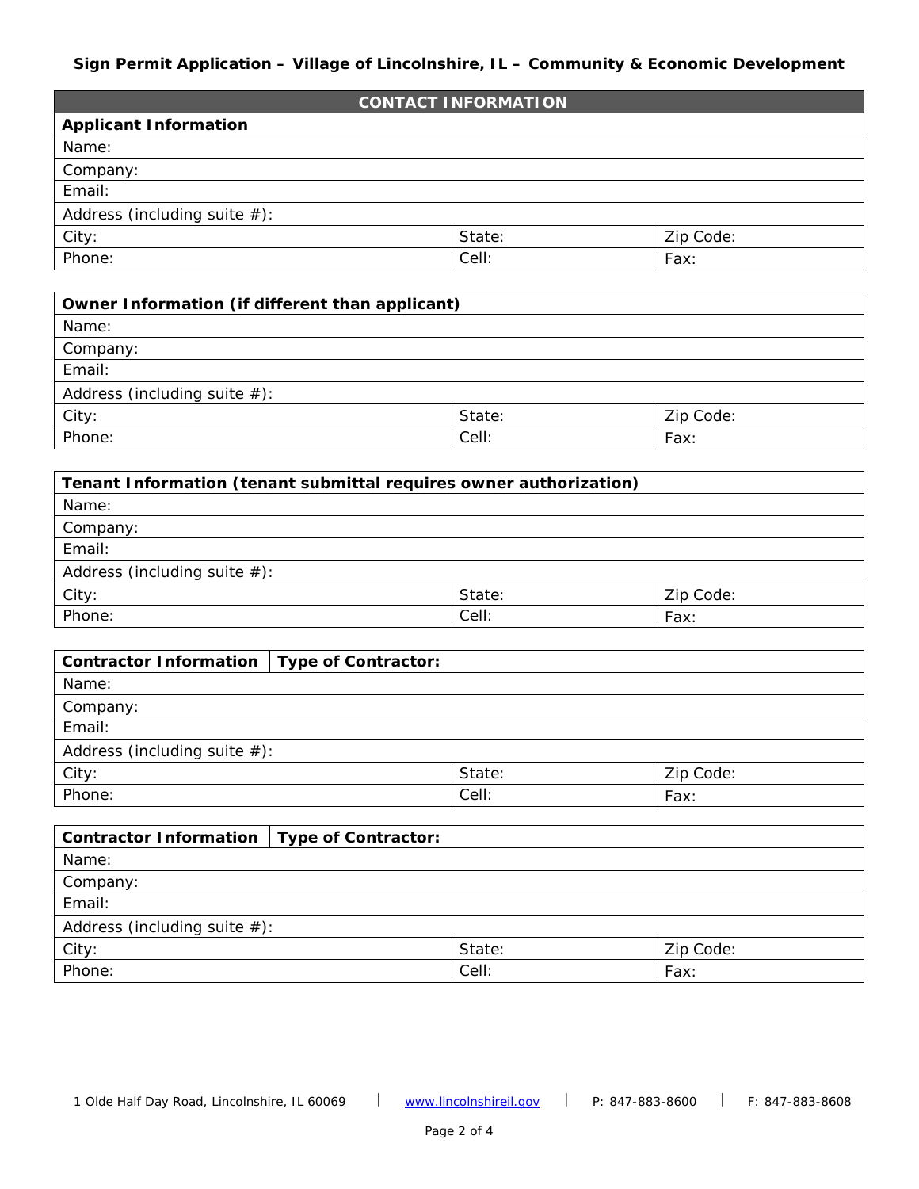## Sign Permit Application – Village of Lincolnshire, IL – Community & Economic Development

### CONTACT INFORMATION

| **Applicant Information** | | |
|---|---|---|
| Name: | | |
| Company: | | |
| Email: | | |
| Address (including suite #): | | |
| City: | State: | Zip Code: |
| Phone: | Cell: | Fax: |

| **Owner Information (if different than applicant)** | | |
|---|---|---|
| Name: | | |
| Company: | | |
| Email: | | |
| Address (including suite #): | | |
| City: | State: | Zip Code: |
| Phone: | Cell: | Fax: |

| **Tenant Information (tenant submittal requires owner authorization)** | | |
|---|---|---|
| Name: | | |
| Company: | | |
| Email: | | |
| Address (including suite #): | | |
| City: | State: | Zip Code: |
| Phone: | Cell: | Fax: |

| **Contractor Information** | **Type of Contractor:** | |
|---|---|---|
| Name: | | |
| Company: | | |
| Email: | | |
| Address (including suite #): | | |
| City: | State: | Zip Code: |
| Phone: | Cell: | Fax: |

| **Contractor Information** | **Type of Contractor:** | |
|---|---|---|
| Name: | | |
| Company: | | |
| Email: | | |
| Address (including suite #): | | |
| City: | State: | Zip Code: |
| Phone: | Cell: | Fax: |

1 Olde Half Day Road, Lincolnshire, IL 60069 | www.lincolnshireil.gov | P: 847-883-8600 | F: 847-883-8608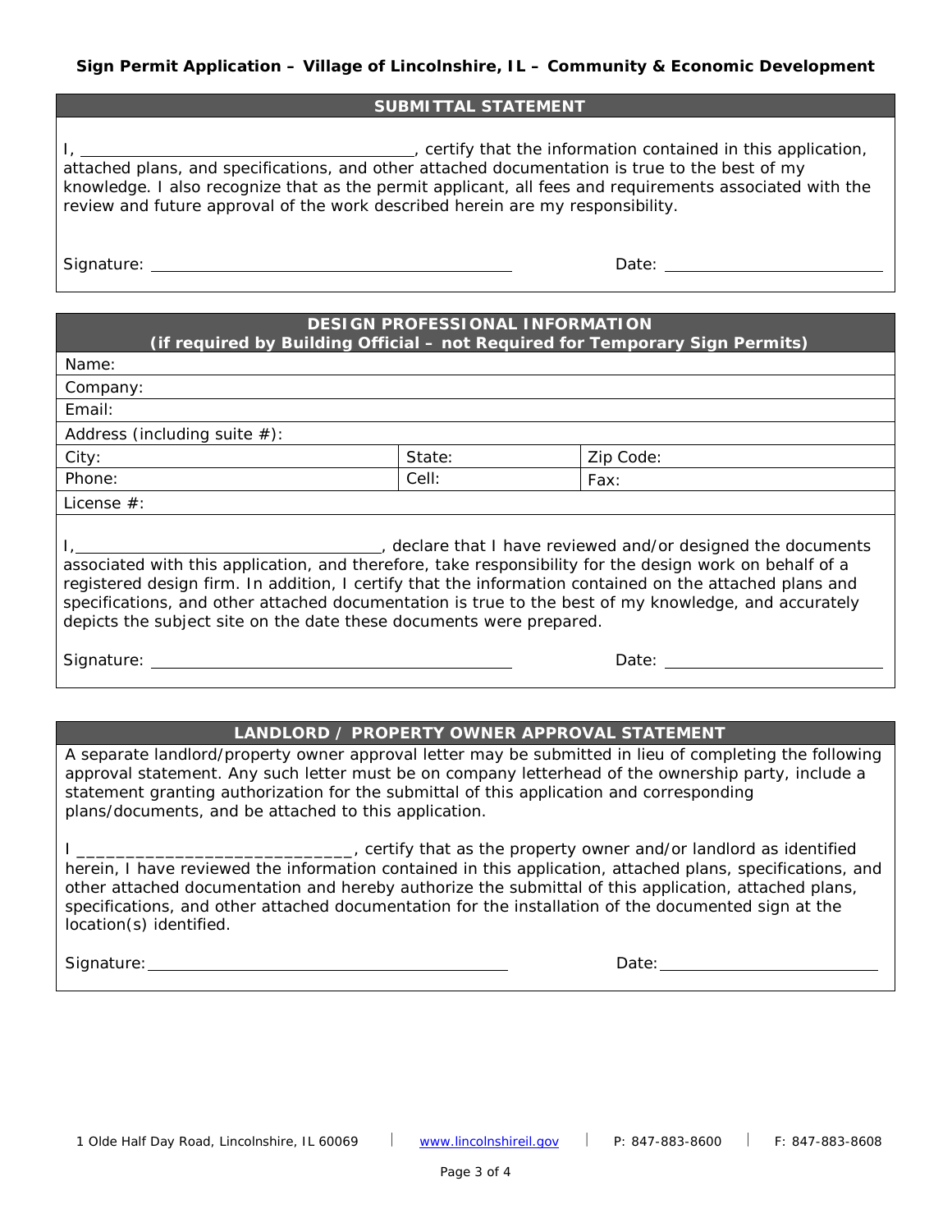## SUBMITTAL STATEMENT

I, ______________________________________, certify that the information contained in this application, attached plans, and specifications, and other attached documentation is true to the best of my knowledge. I also recognize that as the permit applicant, all fees and requirements associated with the review and future approval of the work described herein are my responsibility.

Signature: ________________________________________ Date: ________________________

## DESIGN PROFESSIONAL INFORMATION
**(if required by Building Official – not Required for Temporary Sign Permits)**

| Name: | | |
|---|---|---|
| Company: | | |
| Email: | | |
| Address (including suite #): | | |
| City: | State: | Zip Code: |
| Phone: | Cell: | Fax: |
| License #: | | |

I, __________________________________, declare that I have reviewed and/or designed the documents associated with this application, and therefore, take responsibility for the design work on behalf of a registered design firm. In addition, I certify that the information contained on the attached plans and specifications, and other attached documentation is true to the best of my knowledge, and accurately depicts the subject site on the date these documents were prepared.

Signature: ________________________________________ Date: ________________________

## LANDLORD / PROPERTY OWNER APPROVAL STATEMENT

A separate landlord/property owner approval letter may be submitted in lieu of completing the following approval statement. Any such letter must be on company letterhead of the ownership party, include a statement granting authorization for the submittal of this application and corresponding plans/documents, and be attached to this application.

I ____________________________, certify that as the property owner and/or landlord as identified herein, I have reviewed the information contained in this application, attached plans, specifications, and other attached documentation and hereby authorize the submittal of this application, attached plans, specifications, and other attached documentation for the installation of the documented sign at the location(s) identified.

Signature: ________________________________________ Date: ________________________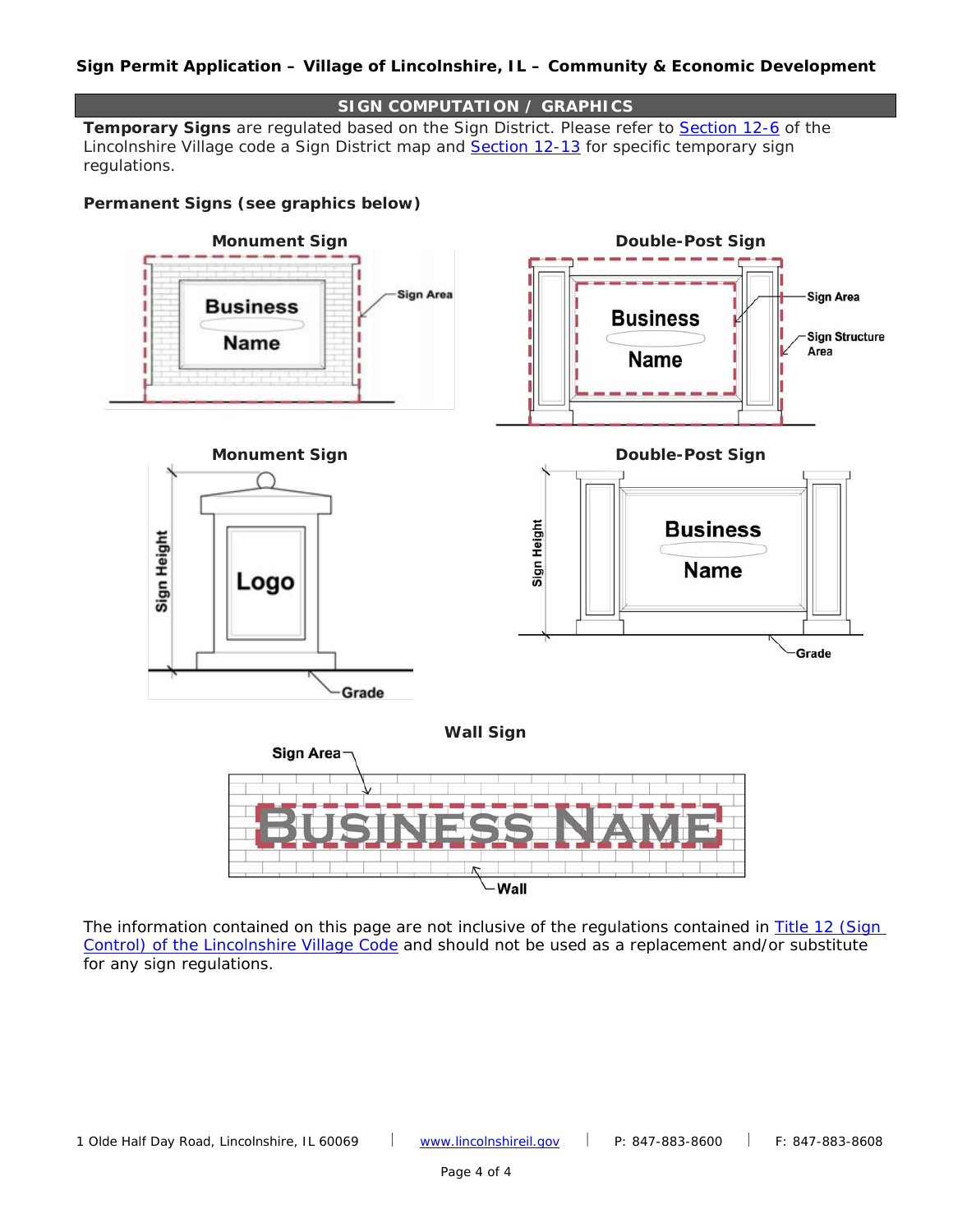## SIGN COMPUTATION / GRAPHICS

**Temporary Signs** are regulated based on the Sign District. Please refer to Section 12-6 of the Lincolnshire Village code a Sign District map and Section 12-13 for specific temporary sign regulations.

**Permanent Signs (see graphics below)**

**Monument Sign**

Business
Name
Sign Area

**Double-Post Sign**

Business
Name
Sign Area
Sign Structure Area

**Monument Sign**

Sign Height
Logo
Grade

**Double-Post Sign**

Sign Height
Business
Name
Grade

**Wall Sign**

Sign Area
BUSINESS NAME
Wall

The information contained on this page are not inclusive of the regulations contained in Title 12 (Sign Control) of the Lincolnshire Village Code and should not be used as a replacement and/or substitute for any sign regulations.

1 Olde Half Day Road, Lincolnshire, IL 60069 | www.lincolnshireil.gov | P: 847-883-8600 | F: 847-883-8608